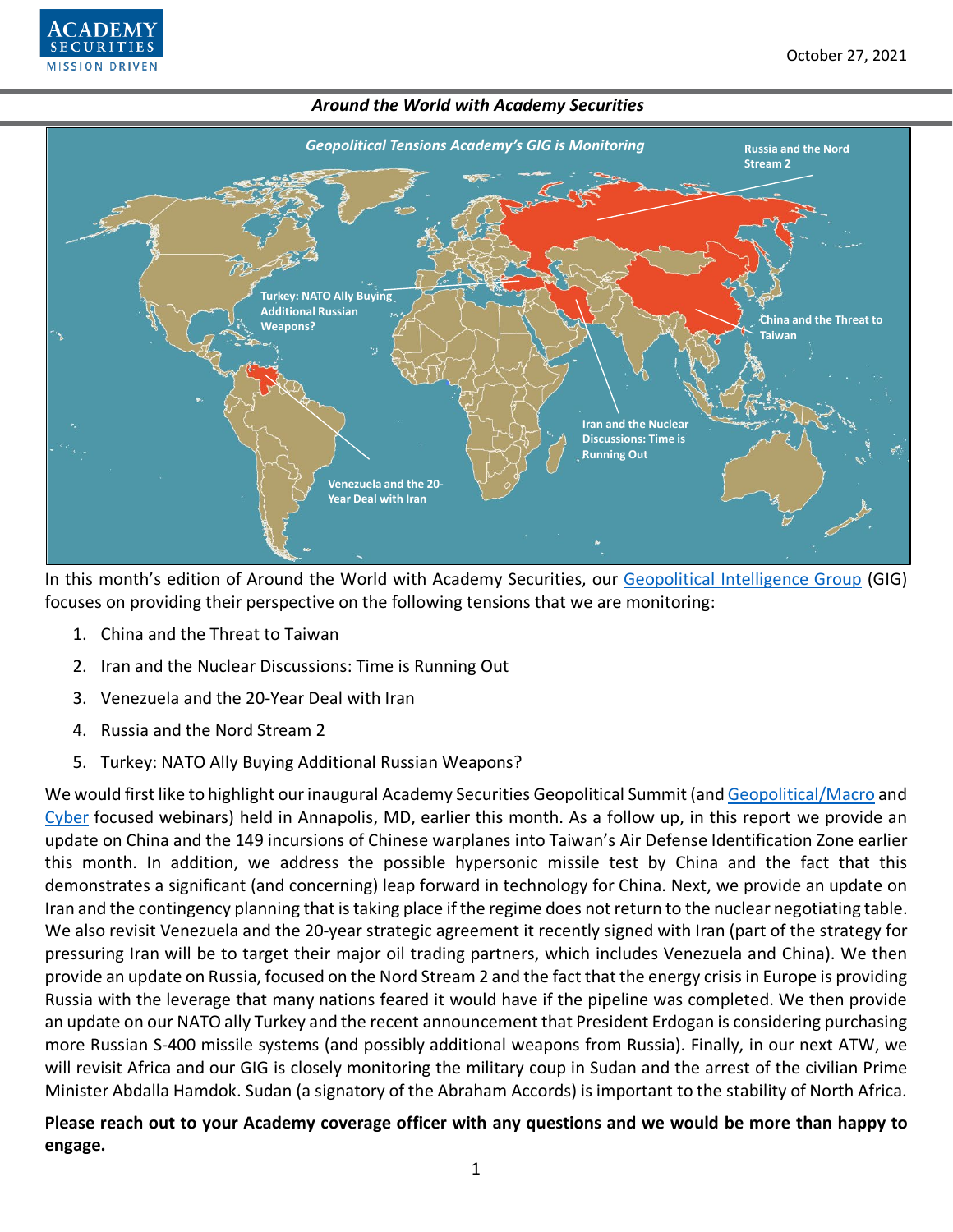*Around the World with Academy Securities*

*Geopolitical Tensions Academy's GIG is Monitoring*

Russia and the Nord Stream 2

Turkey: NATO Ally Buying Additional Russian Weapons?

China and the Threat to Taiwan

Iran and the Nuclear Discussions: Time is Running Out

Venezuela and the 20-Year Deal with Iran

In this month's edition of Around the World with Academy Securities, our Geopolitical Intelligence Group (GIG) focuses on providing their perspective on the following tensions that we are monitoring:

1. China and the Threat to Taiwan
2. Iran and the Nuclear Discussions: Time is Running Out
3. Venezuela and the 20-Year Deal with Iran
4. Russia and the Nord Stream 2
5. Turkey: NATO Ally Buying Additional Russian Weapons?

We would first like to highlight our inaugural Academy Securities Geopolitical Summit (and Geopolitical/Macro and Cyber focused webinars) held in Annapolis, MD, earlier this month. As a follow up, in this report we provide an update on China and the 149 incursions of Chinese warplanes into Taiwan's Air Defense Identification Zone earlier this month. In addition, we address the possible hypersonic missile test by China and the fact that this demonstrates a significant (and concerning) leap forward in technology for China. Next, we provide an update on Iran and the contingency planning that is taking place if the regime does not return to the nuclear negotiating table. We also revisit Venezuela and the 20-year strategic agreement it recently signed with Iran (part of the strategy for pressuring Iran will be to target their major oil trading partners, which includes Venezuela and China). We then provide an update on Russia, focused on the Nord Stream 2 and the fact that the energy crisis in Europe is providing Russia with the leverage that many nations feared it would have if the pipeline was completed. We then provide an update on our NATO ally Turkey and the recent announcement that President Erdogan is considering purchasing more Russian S-400 missile systems (and possibly additional weapons from Russia). Finally, in our next ATW, we will revisit Africa and our GIG is closely monitoring the military coup in Sudan and the arrest of the civilian Prime Minister Abdalla Hamdok. Sudan (a signatory of the Abraham Accords) is important to the stability of North Africa.

**Please reach out to your Academy coverage officer with any questions and we would be more than happy to engage.**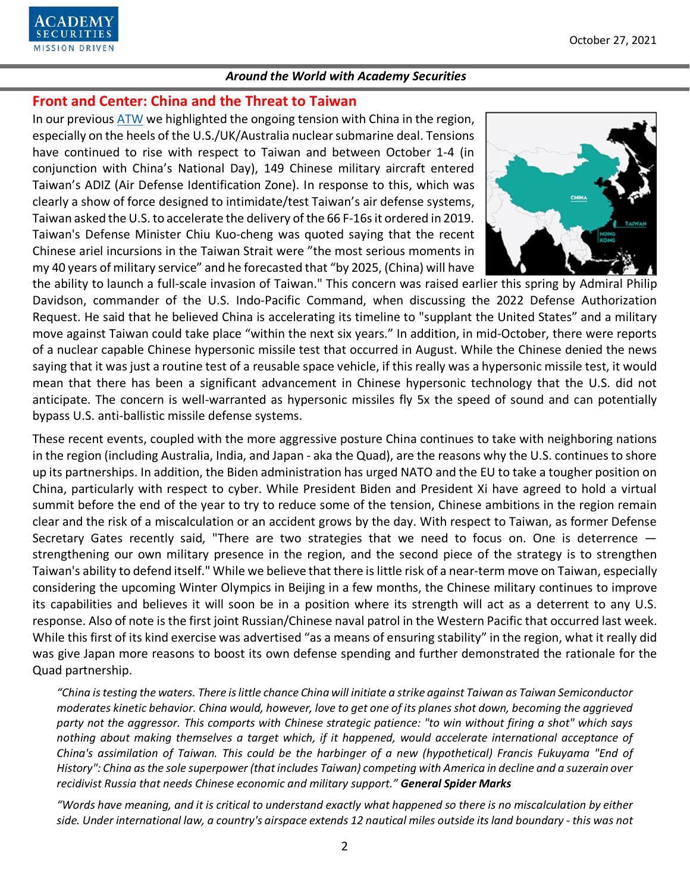## Front and Center: China and the Threat to Taiwan

In our previous [ATW](ATW) we highlighted the ongoing tension with China in the region, especially on the heels of the U.S./UK/Australia nuclear submarine deal. Tensions have continued to rise with respect to Taiwan and between October 1-4 (in conjunction with China's National Day), 149 Chinese military aircraft entered Taiwan's ADIZ (Air Defense Identification Zone). In response to this, which was clearly a show of force designed to intimidate/test Taiwan's air defense systems, Taiwan asked the U.S. to accelerate the delivery of the 66 F-16s it ordered in 2019. Taiwan's Defense Minister Chiu Kuo-cheng was quoted saying that the recent Chinese ariel incursions in the Taiwan Strait were "the most serious moments in my 40 years of military service" and he forecasted that "by 2025, (China) will have the ability to launch a full-scale invasion of Taiwan." This concern was raised earlier this spring by Admiral Philip Davidson, commander of the U.S. Indo-Pacific Command, when discussing the 2022 Defense Authorization Request. He said that he believed China is accelerating its timeline to "supplant the United States" and a military move against Taiwan could take place "within the next six years." In addition, in mid-October, there were reports of a nuclear capable Chinese hypersonic missile test that occurred in August. While the Chinese denied the news saying that it was just a routine test of a reusable space vehicle, if this really was a hypersonic missile test, it would mean that there has been a significant advancement in Chinese hypersonic technology that the U.S. did not anticipate. The concern is well-warranted as hypersonic missiles fly 5x the speed of sound and can potentially bypass U.S. anti-ballistic missile defense systems.

These recent events, coupled with the more aggressive posture China continues to take with neighboring nations in the region (including Australia, India, and Japan - aka the Quad), are the reasons why the U.S. continues to shore up its partnerships. In addition, the Biden administration has urged NATO and the EU to take a tougher position on China, particularly with respect to cyber. While President Biden and President Xi have agreed to hold a virtual summit before the end of the year to try to reduce some of the tension, Chinese ambitions in the region remain clear and the risk of a miscalculation or an accident grows by the day. With respect to Taiwan, as former Defense Secretary Gates recently said, "There are two strategies that we need to focus on. One is deterrence — strengthening our own military presence in the region, and the second piece of the strategy is to strengthen Taiwan's ability to defend itself." While we believe that there is little risk of a near-term move on Taiwan, especially considering the upcoming Winter Olympics in Beijing in a few months, the Chinese military continues to improve its capabilities and believes it will soon be in a position where its strength will act as a deterrent to any U.S. response. Also of note is the first joint Russian/Chinese naval patrol in the Western Pacific that occurred last week. While this first of its kind exercise was advertised "as a means of ensuring stability" in the region, what it really did was give Japan more reasons to boost its own defense spending and further demonstrated the rationale for the Quad partnership.

> *"China is testing the waters. There is little chance China will initiate a strike against Taiwan as Taiwan Semiconductor moderates kinetic behavior. China would, however, love to get one of its planes shot down, becoming the aggrieved party not the aggressor. This comports with Chinese strategic patience: "to win without firing a shot" which says nothing about making themselves a target which, if it happened, would accelerate international acceptance of China's assimilation of Taiwan. This could be the harbinger of a new (hypothetical) Francis Fukuyama "End of History": China as the sole superpower (that includes Taiwan) competing with America in decline and a suzerain over recidivist Russia that needs Chinese economic and military support."* **General Spider Marks**

> *"Words have meaning, and it is critical to understand exactly what happened so there is no miscalculation by either side. Under international law, a country's airspace extends 12 nautical miles outside its land boundary - this was not*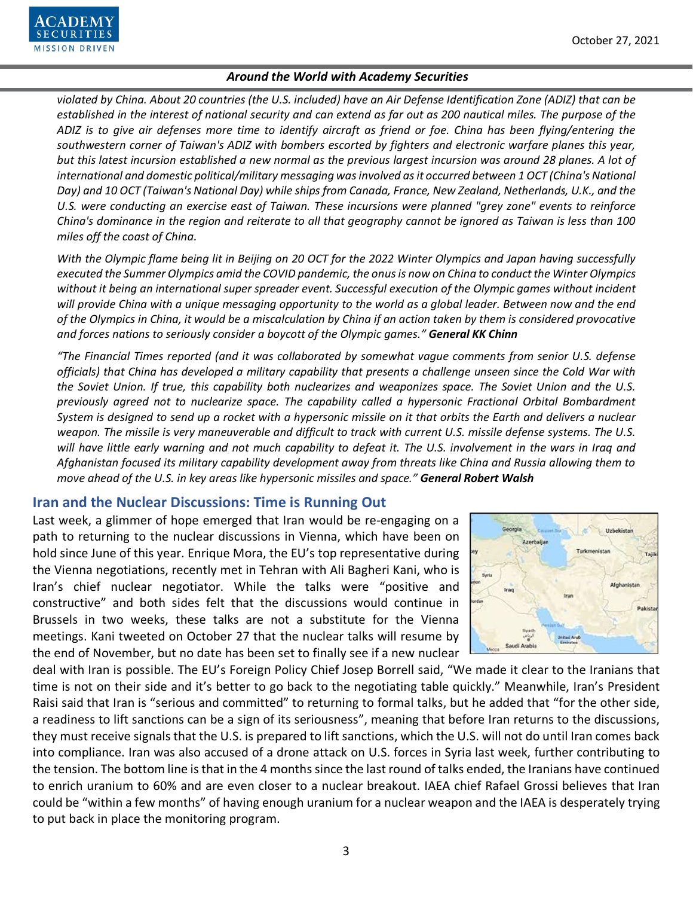*violated by China. About 20 countries (the U.S. included) have an Air Defense Identification Zone (ADIZ) that can be established in the interest of national security and can extend as far out as 200 nautical miles. The purpose of the ADIZ is to give air defenses more time to identify aircraft as friend or foe. China has been flying/entering the southwestern corner of Taiwan's ADIZ with bombers escorted by fighters and electronic warfare planes this year, but this latest incursion established a new normal as the previous largest incursion was around 28 planes. A lot of international and domestic political/military messaging was involved as it occurred between 1 OCT (China's National Day) and 10 OCT (Taiwan's National Day) while ships from Canada, France, New Zealand, Netherlands, U.K., and the U.S. were conducting an exercise east of Taiwan. These incursions were planned "grey zone" events to reinforce China's dominance in the region and reiterate to all that geography cannot be ignored as Taiwan is less than 100 miles off the coast of China.*

*With the Olympic flame being lit in Beijing on 20 OCT for the 2022 Winter Olympics and Japan having successfully executed the Summer Olympics amid the COVID pandemic, the onus is now on China to conduct the Winter Olympics without it being an international super spreader event. Successful execution of the Olympic games without incident will provide China with a unique messaging opportunity to the world as a global leader. Between now and the end of the Olympics in China, it would be a miscalculation by China if an action taken by them is considered provocative and forces nations to seriously consider a boycott of the Olympic games."* ***General KK Chinn***

*"The Financial Times reported (and it was collaborated by somewhat vague comments from senior U.S. defense officials) that China has developed a military capability that presents a challenge unseen since the Cold War with the Soviet Union. If true, this capability both nuclearizes and weaponizes space. The Soviet Union and the U.S. previously agreed not to nuclearize space. The capability called a hypersonic Fractional Orbital Bombardment System is designed to send up a rocket with a hypersonic missile on it that orbits the Earth and delivers a nuclear weapon. The missile is very maneuverable and difficult to track with current U.S. missile defense systems. The U.S. will have little early warning and not much capability to defeat it. The U.S. involvement in the wars in Iraq and Afghanistan focused its military capability development away from threats like China and Russia allowing them to move ahead of the U.S. in key areas like hypersonic missiles and space."* ***General Robert Walsh***

## Iran and the Nuclear Discussions: Time is Running Out

Last week, a glimmer of hope emerged that Iran would be re-engaging on a path to returning to the nuclear discussions in Vienna, which have been on hold since June of this year. Enrique Mora, the EU's top representative during the Vienna negotiations, recently met in Tehran with Ali Bagheri Kani, who is Iran's chief nuclear negotiator. While the talks were "positive and constructive" and both sides felt that the discussions would continue in Brussels in two weeks, these talks are not a substitute for the Vienna meetings. Kani tweeted on October 27 that the nuclear talks will resume by the end of November, but no date has been set to finally see if a new nuclear deal with Iran is possible. The EU's Foreign Policy Chief Josep Borrell said, "We made it clear to the Iranians that time is not on their side and it's better to go back to the negotiating table quickly." Meanwhile, Iran's President Raisi said that Iran is "serious and committed" to returning to formal talks, but he added that "for the other side, a readiness to lift sanctions can be a sign of its seriousness", meaning that before Iran returns to the discussions, they must receive signals that the U.S. is prepared to lift sanctions, which the U.S. will not do until Iran comes back into compliance. Iran was also accused of a drone attack on U.S. forces in Syria last week, further contributing to the tension. The bottom line is that in the 4 months since the last round of talks ended, the Iranians have continued to enrich uranium to 60% and are even closer to a nuclear breakout. IAEA chief Rafael Grossi believes that Iran could be "within a few months" of having enough uranium for a nuclear weapon and the IAEA is desperately trying to put back in place the monitoring program.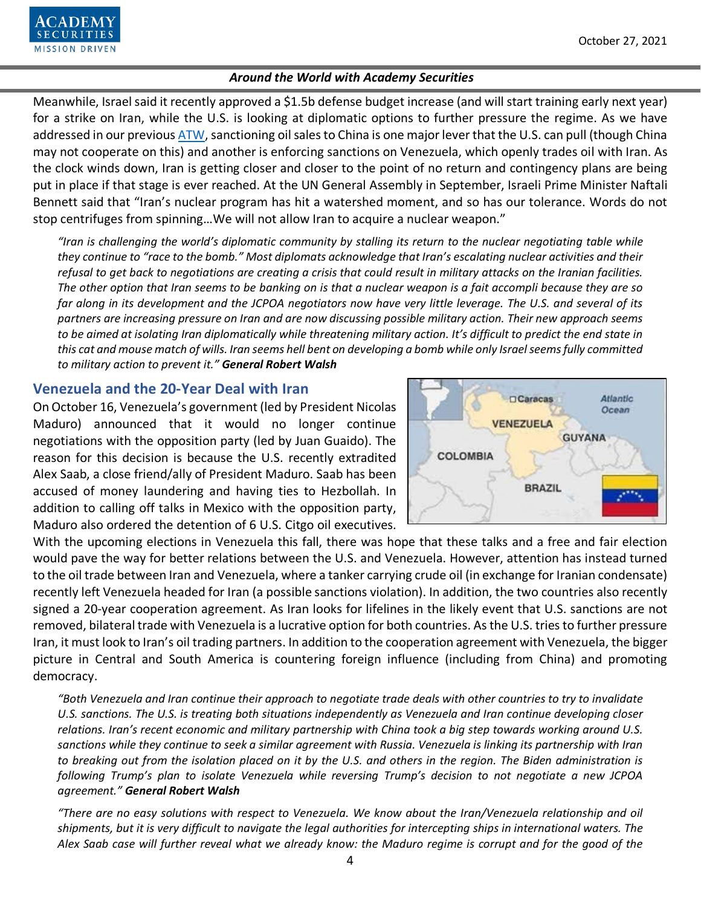Meanwhile, Israel said it recently approved a $1.5b defense budget increase (and will start training early next year) for a strike on Iran, while the U.S. is looking at diplomatic options to further pressure the regime. As we have addressed in our previous ATW, sanctioning oil sales to China is one major lever that the U.S. can pull (though China may not cooperate on this) and another is enforcing sanctions on Venezuela, which openly trades oil with Iran. As the clock winds down, Iran is getting closer and closer to the point of no return and contingency plans are being put in place if that stage is ever reached. At the UN General Assembly in September, Israeli Prime Minister Naftali Bennett said that "Iran's nuclear program has hit a watershed moment, and so has our tolerance. Words do not stop centrifuges from spinning…We will not allow Iran to acquire a nuclear weapon."

*"Iran is challenging the world's diplomatic community by stalling its return to the nuclear negotiating table while they continue to "race to the bomb." Most diplomats acknowledge that Iran's escalating nuclear activities and their refusal to get back to negotiations are creating a crisis that could result in military attacks on the Iranian facilities. The other option that Iran seems to be banking on is that a nuclear weapon is a fait accompli because they are so far along in its development and the JCPOA negotiators now have very little leverage. The U.S. and several of its partners are increasing pressure on Iran and are now discussing possible military action. Their new approach seems to be aimed at isolating Iran diplomatically while threatening military action. It's difficult to predict the end state in this cat and mouse match of wills. Iran seems hell bent on developing a bomb while only Israel seems fully committed to military action to prevent it."* ***General Robert Walsh***

## Venezuela and the 20-Year Deal with Iran

On October 16, Venezuela's government (led by President Nicolas Maduro) announced that it would no longer continue negotiations with the opposition party (led by Juan Guaido). The reason for this decision is because the U.S. recently extradited Alex Saab, a close friend/ally of President Maduro. Saab has been accused of money laundering and having ties to Hezbollah. In addition to calling off talks in Mexico with the opposition party, Maduro also ordered the detention of 6 U.S. Citgo oil executives. With the upcoming elections in Venezuela this fall, there was hope that these talks and a free and fair election would pave the way for better relations between the U.S. and Venezuela. However, attention has instead turned to the oil trade between Iran and Venezuela, where a tanker carrying crude oil (in exchange for Iranian condensate) recently left Venezuela headed for Iran (a possible sanctions violation). In addition, the two countries also recently signed a 20-year cooperation agreement. As Iran looks for lifelines in the likely event that U.S. sanctions are not removed, bilateral trade with Venezuela is a lucrative option for both countries. As the U.S. tries to further pressure Iran, it must look to Iran's oil trading partners. In addition to the cooperation agreement with Venezuela, the bigger picture in Central and South America is countering foreign influence (including from China) and promoting democracy.

*"Both Venezuela and Iran continue their approach to negotiate trade deals with other countries to try to invalidate U.S. sanctions. The U.S. is treating both situations independently as Venezuela and Iran continue developing closer relations. Iran's recent economic and military partnership with China took a big step towards working around U.S. sanctions while they continue to seek a similar agreement with Russia. Venezuela is linking its partnership with Iran to breaking out from the isolation placed on it by the U.S. and others in the region. The Biden administration is following Trump's plan to isolate Venezuela while reversing Trump's decision to not negotiate a new JCPOA agreement."* ***General Robert Walsh***

*"There are no easy solutions with respect to Venezuela. We know about the Iran/Venezuela relationship and oil shipments, but it is very difficult to navigate the legal authorities for intercepting ships in international waters. The Alex Saab case will further reveal what we already know: the Maduro regime is corrupt and for the good of the*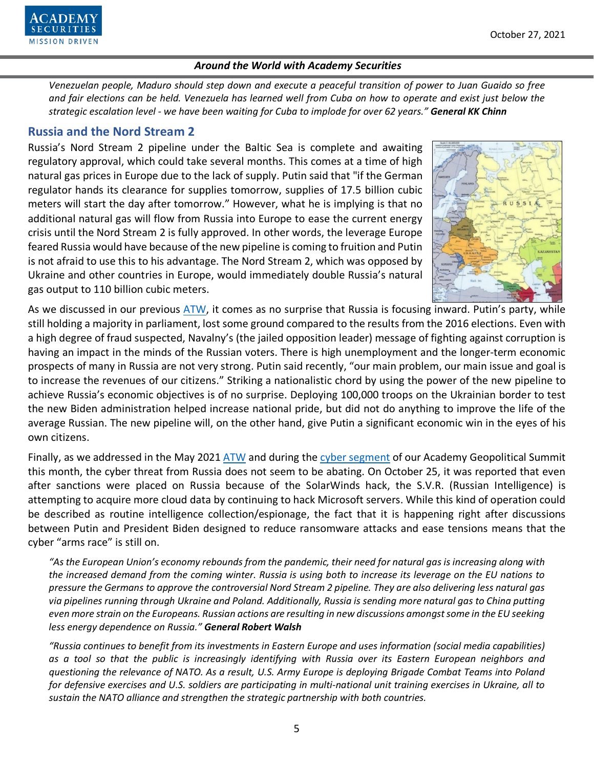*Venezuelan people, Maduro should step down and execute a peaceful transition of power to Juan Guaido so free and fair elections can be held. Venezuela has learned well from Cuba on how to operate and exist just below the strategic escalation level - we have been waiting for Cuba to implode for over 62 years."* ***General KK Chinn***

## Russia and the Nord Stream 2

Russia's Nord Stream 2 pipeline under the Baltic Sea is complete and awaiting regulatory approval, which could take several months. This comes at a time of high natural gas prices in Europe due to the lack of supply. Putin said that "if the German regulator hands its clearance for supplies tomorrow, supplies of 17.5 billion cubic meters will start the day after tomorrow." However, what he is implying is that no additional natural gas will flow from Russia into Europe to ease the current energy crisis until the Nord Stream 2 is fully approved. In other words, the leverage Europe feared Russia would have because of the new pipeline is coming to fruition and Putin is not afraid to use this to his advantage. The Nord Stream 2, which was opposed by Ukraine and other countries in Europe, would immediately double Russia's natural gas output to 110 billion cubic meters.

As we discussed in our previous ATW, it comes as no surprise that Russia is focusing inward. Putin's party, while still holding a majority in parliament, lost some ground compared to the results from the 2016 elections. Even with a high degree of fraud suspected, Navalny's (the jailed opposition leader) message of fighting against corruption is having an impact in the minds of the Russian voters. There is high unemployment and the longer-term economic prospects of many in Russia are not very strong. Putin said recently, "our main problem, our main issue and goal is to increase the revenues of our citizens." Striking a nationalistic chord by using the power of the new pipeline to achieve Russia's economic objectives is of no surprise. Deploying 100,000 troops on the Ukrainian border to test the new Biden administration helped increase national pride, but did not do anything to improve the life of the average Russian. The new pipeline will, on the other hand, give Putin a significant economic win in the eyes of his own citizens.

Finally, as we addressed in the May 2021 ATW and during the cyber segment of our Academy Geopolitical Summit this month, the cyber threat from Russia does not seem to be abating. On October 25, it was reported that even after sanctions were placed on Russia because of the SolarWinds hack, the S.V.R. (Russian Intelligence) is attempting to acquire more cloud data by continuing to hack Microsoft servers. While this kind of operation could be described as routine intelligence collection/espionage, the fact that it is happening right after discussions between Putin and President Biden designed to reduce ransomware attacks and ease tensions means that the cyber "arms race" is still on.

*"As the European Union's economy rebounds from the pandemic, their need for natural gas is increasing along with the increased demand from the coming winter. Russia is using both to increase its leverage on the EU nations to pressure the Germans to approve the controversial Nord Stream 2 pipeline. They are also delivering less natural gas via pipelines running through Ukraine and Poland. Additionally, Russia is sending more natural gas to China putting even more strain on the Europeans. Russian actions are resulting in new discussions amongst some in the EU seeking less energy dependence on Russia."* ***General Robert Walsh***

*"Russia continues to benefit from its investments in Eastern Europe and uses information (social media capabilities) as a tool so that the public is increasingly identifying with Russia over its Eastern European neighbors and questioning the relevance of NATO. As a result, U.S. Army Europe is deploying Brigade Combat Teams into Poland for defensive exercises and U.S. soldiers are participating in multi-national unit training exercises in Ukraine, all to sustain the NATO alliance and strengthen the strategic partnership with both countries.*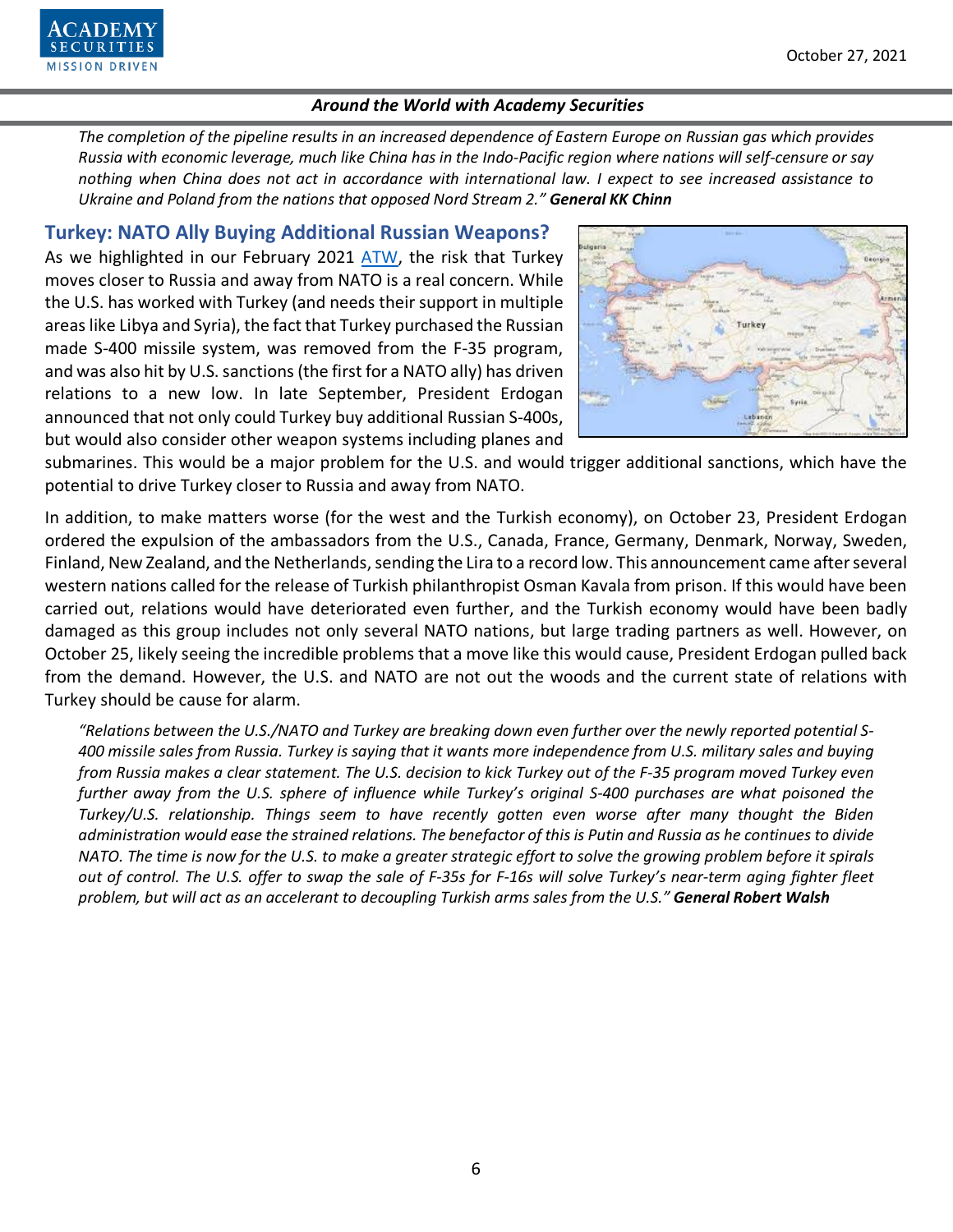*The completion of the pipeline results in an increased dependence of Eastern Europe on Russian gas which provides Russia with economic leverage, much like China has in the Indo-Pacific region where nations will self-censure or say nothing when China does not act in accordance with international law. I expect to see increased assistance to Ukraine and Poland from the nations that opposed Nord Stream 2."* ***General KK Chinn***

## Turkey: NATO Ally Buying Additional Russian Weapons?

As we highlighted in our February 2021 ATW, the risk that Turkey moves closer to Russia and away from NATO is a real concern. While the U.S. has worked with Turkey (and needs their support in multiple areas like Libya and Syria), the fact that Turkey purchased the Russian made S-400 missile system, was removed from the F-35 program, and was also hit by U.S. sanctions (the first for a NATO ally) has driven relations to a new low. In late September, President Erdogan announced that not only could Turkey buy additional Russian S-400s, but would also consider other weapon systems including planes and submarines. This would be a major problem for the U.S. and would trigger additional sanctions, which have the potential to drive Turkey closer to Russia and away from NATO.

In addition, to make matters worse (for the west and the Turkish economy), on October 23, President Erdogan ordered the expulsion of the ambassadors from the U.S., Canada, France, Germany, Denmark, Norway, Sweden, Finland, New Zealand, and the Netherlands, sending the Lira to a record low. This announcement came after several western nations called for the release of Turkish philanthropist Osman Kavala from prison. If this would have been carried out, relations would have deteriorated even further, and the Turkish economy would have been badly damaged as this group includes not only several NATO nations, but large trading partners as well. However, on October 25, likely seeing the incredible problems that a move like this would cause, President Erdogan pulled back from the demand. However, the U.S. and NATO are not out the woods and the current state of relations with Turkey should be cause for alarm.

*"Relations between the U.S./NATO and Turkey are breaking down even further over the newly reported potential S-400 missile sales from Russia. Turkey is saying that it wants more independence from U.S. military sales and buying from Russia makes a clear statement. The U.S. decision to kick Turkey out of the F-35 program moved Turkey even further away from the U.S. sphere of influence while Turkey's original S-400 purchases are what poisoned the Turkey/U.S. relationship. Things seem to have recently gotten even worse after many thought the Biden administration would ease the strained relations. The benefactor of this is Putin and Russia as he continues to divide NATO. The time is now for the U.S. to make a greater strategic effort to solve the growing problem before it spirals out of control. The U.S. offer to swap the sale of F-35s for F-16s will solve Turkey's near-term aging fighter fleet problem, but will act as an accelerant to decoupling Turkish arms sales from the U.S."* ***General Robert Walsh***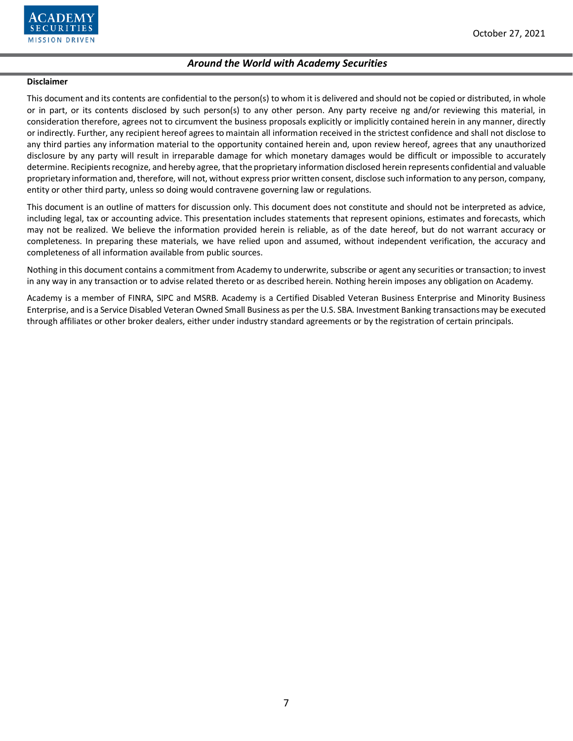**Disclaimer**

This document and its contents are confidential to the person(s) to whom it is delivered and should not be copied or distributed, in whole or in part, or its contents disclosed by such person(s) to any other person. Any party receive ng and/or reviewing this material, in consideration therefore, agrees not to circumvent the business proposals explicitly or implicitly contained herein in any manner, directly or indirectly. Further, any recipient hereof agrees to maintain all information received in the strictest confidence and shall not disclose to any third parties any information material to the opportunity contained herein and, upon review hereof, agrees that any unauthorized disclosure by any party will result in irreparable damage for which monetary damages would be difficult or impossible to accurately determine. Recipients recognize, and hereby agree, that the proprietary information disclosed herein represents confidential and valuable proprietary information and, therefore, will not, without express prior written consent, disclose such information to any person, company, entity or other third party, unless so doing would contravene governing law or regulations.

This document is an outline of matters for discussion only. This document does not constitute and should not be interpreted as advice, including legal, tax or accounting advice. This presentation includes statements that represent opinions, estimates and forecasts, which may not be realized. We believe the information provided herein is reliable, as of the date hereof, but do not warrant accuracy or completeness. In preparing these materials, we have relied upon and assumed, without independent verification, the accuracy and completeness of all information available from public sources.

Nothing in this document contains a commitment from Academy to underwrite, subscribe or agent any securities or transaction; to invest in any way in any transaction or to advise related thereto or as described herein. Nothing herein imposes any obligation on Academy.

Academy is a member of FINRA, SIPC and MSRB. Academy is a Certified Disabled Veteran Business Enterprise and Minority Business Enterprise, and is a Service Disabled Veteran Owned Small Business as per the U.S. SBA. Investment Banking transactions may be executed through affiliates or other broker dealers, either under industry standard agreements or by the registration of certain principals.